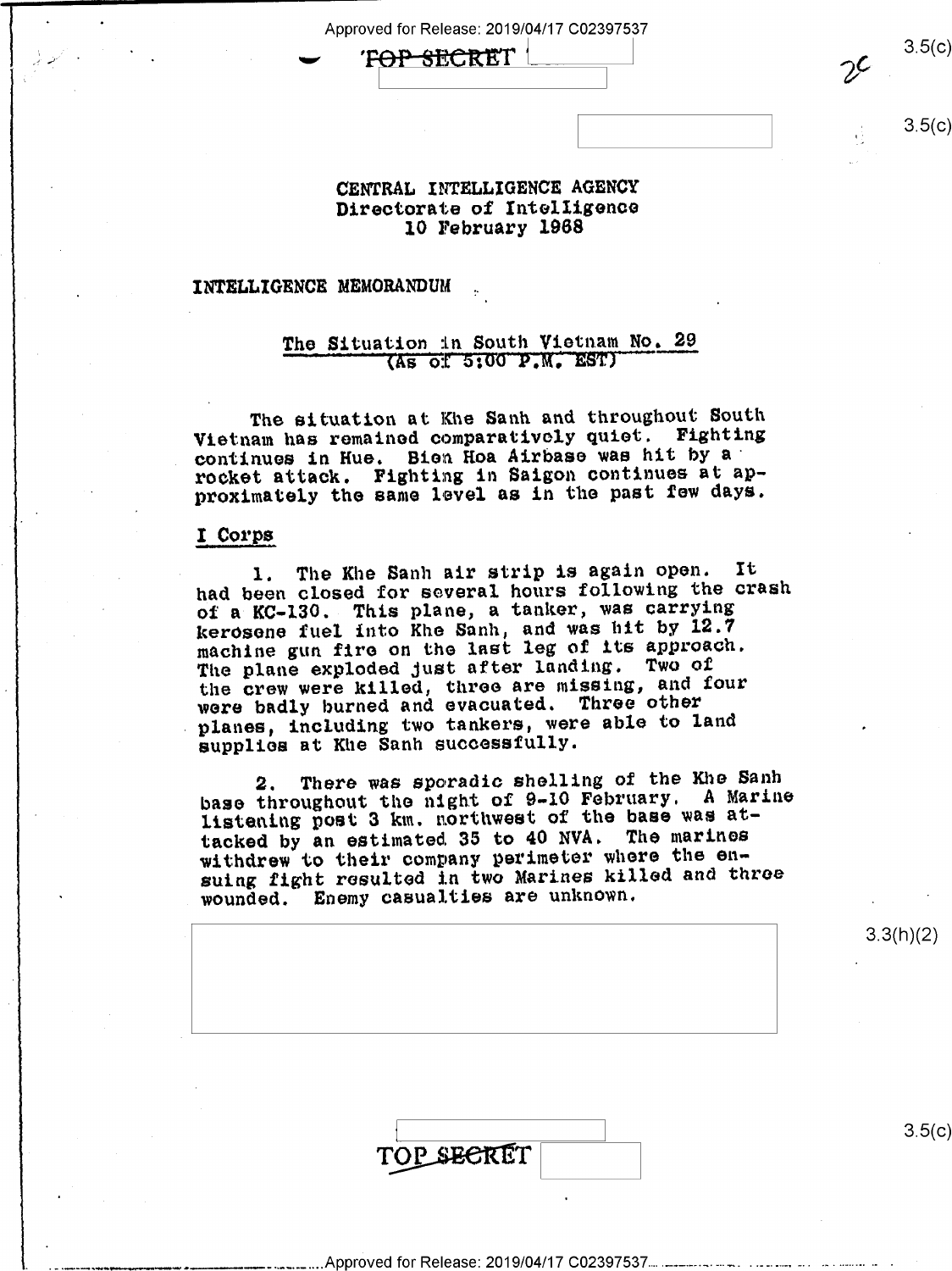TOP SECRET

CENTRAL INTELLIGENCE AGENCY
Directorate of Intelligence
10 February 1968

INTELLIGENCE MEMORANDUM

## The Situation in South Vietnam No. 29
(As of 5:00 P.M. EST)

The situation at Khe Sanh and throughout South Vietnam has remained comparatively quiet. Fighting continues in Hue. Bien Hoa Airbase was hit by a rocket attack. Fighting in Saigon continues at approximately the same level as in the past few days.

### I Corps

1. The Khe Sanh air strip is again open. It had been closed for several hours following the crash of a KC-130. This plane, a tanker, was carrying kerosene fuel into Khe Sanh, and was hit by 12.7 machine gun fire on the last leg of its approach. The plane exploded just after landing. Two of the crew were killed, three are missing, and four were badly burned and evacuated. Three other planes, including two tankers, were able to land supplies at Khe Sanh successfully.

2. There was sporadic shelling of the Khe Sanh base throughout the night of 9-10 February. A Marine listening post 3 km. northwest of the base was attacked by an estimated 35 to 40 NVA. The marines withdrew to their company perimeter where the ensuing fight resulted in two Marines killed and three wounded. Enemy casualties are unknown.

TOP SECRET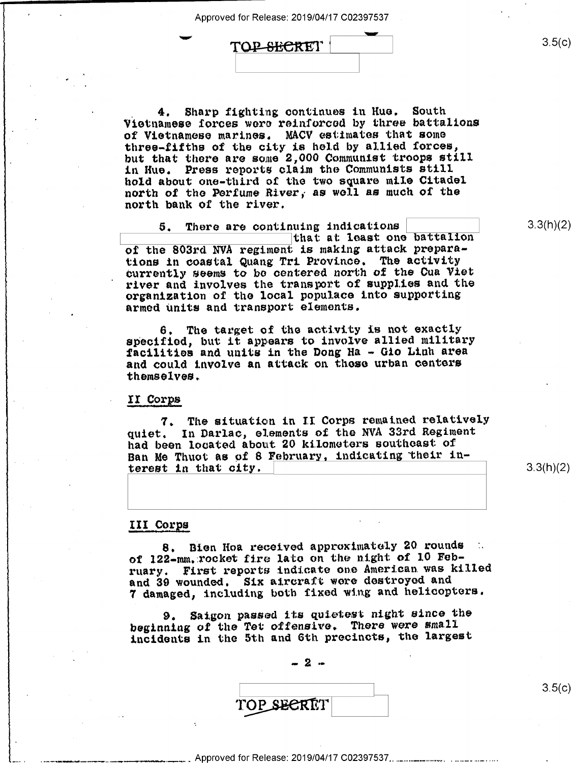4. Sharp fighting continues in Hue. South Vietnamese forces were reinforced by three battalions of Vietnamese marines. MACV estimates that some three-fifths of the city is held by allied forces, but that there are some 2,000 Communist troops still in Hue. Press reports claim the Communists still hold about one-third of the two square mile Citadel north of the Perfume River, as well as much of the north bank of the river.

5. There are continuing indications [redacted] that at least one battalion of the 803rd NVA regiment is making attack preparations in coastal Quang Tri Province. The activity currently seems to be centered north of the Cua Viet river and involves the transport of supplies and the organization of the local populace into supporting armed units and transport elements.

6. The target of the activity is not exactly specified, but it appears to involve allied military facilities and units in the Dong Ha - Gio Linh area and could involve an attack on these urban centers themselves.

## II Corps

7. The situation in II Corps remained relatively quiet. In Darlac, elements of the NVA 33rd Regiment had been located about 20 kilometers southeast of Ban Me Thuot as of 8 February, indicating their interest in that city. [redacted]

## III Corps

8. Bien Hoa received approximately 20 rounds of 122-mm. rocket fire late on the night of 10 February. First reports indicate one American was killed and 39 wounded. Six aircraft were destroyed and 7 damaged, including both fixed wing and helicopters.

9. Saigon passed its quietest night since the beginning of the Tet offensive. There were small incidents in the 5th and 6th precincts, the largest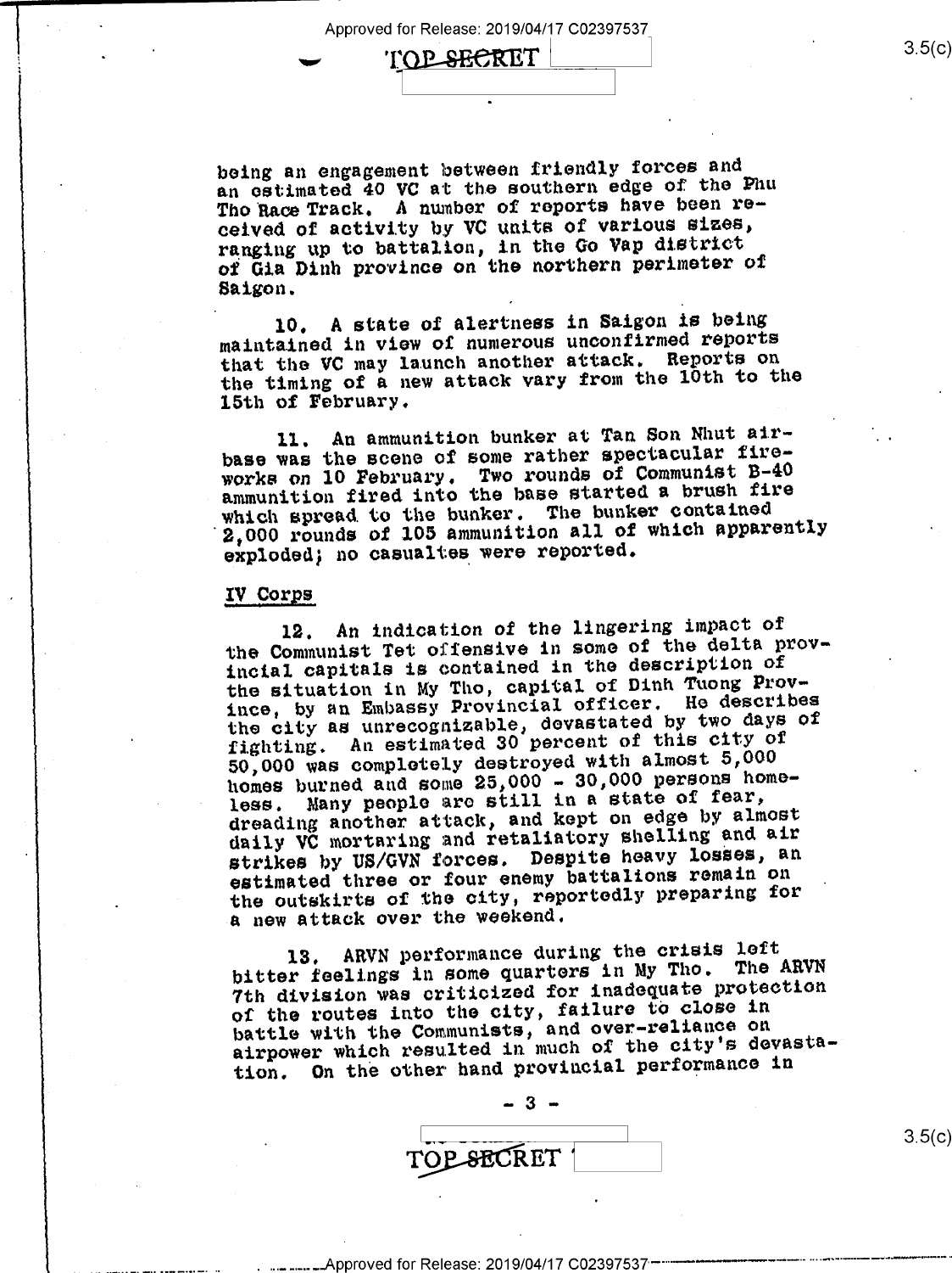being an engagement between friendly forces and an estimated 40 VC at the southern edge of the Phu Tho Race Track. A number of reports have been received of activity by VC units of various sizes, ranging up to battalion, in the Go Vap district of Gia Dinh province on the northern perimeter of Saigon.

10. A state of alertness in Saigon is being maintained in view of numerous unconfirmed reports that the VC may launch another attack. Reports on the timing of a new attack vary from the 10th to the 15th of February.

11. An ammunition bunker at Tan Son Nhut airbase was the scene of some rather spectacular fireworks on 10 February. Two rounds of Communist B-40 ammunition fired into the base started a brush fire which spread to the bunker. The bunker contained 2,000 rounds of 105 ammunition all of which apparently exploded; no casualties were reported.

## IV Corps

12. An indication of the lingering impact of the Communist Tet offensive in some of the delta provincial capitals is contained in the description of the situation in My Tho, capital of Dinh Tuong Province, by an Embassy Provincial officer. He describes the city as unrecognizable, devastated by two days of fighting. An estimated 30 percent of this city of 50,000 was completely destroyed with almost 5,000 homes burned and some 25,000 - 30,000 persons homeless. Many people are still in a state of fear, dreading another attack, and kept on edge by almost daily VC mortaring and retaliatory shelling and air strikes by US/GVN forces. Despite heavy losses, an estimated three or four enemy battalions remain on the outskirts of the city, reportedly preparing for a new attack over the weekend.

13. ARVN performance during the crisis left bitter feelings in some quarters in My Tho. The ARVN 7th division was criticized for inadequate protection of the routes into the city, failure to close in battle with the Communists, and over-reliance on airpower which resulted in much of the city's devastation. On the other hand provincial performance in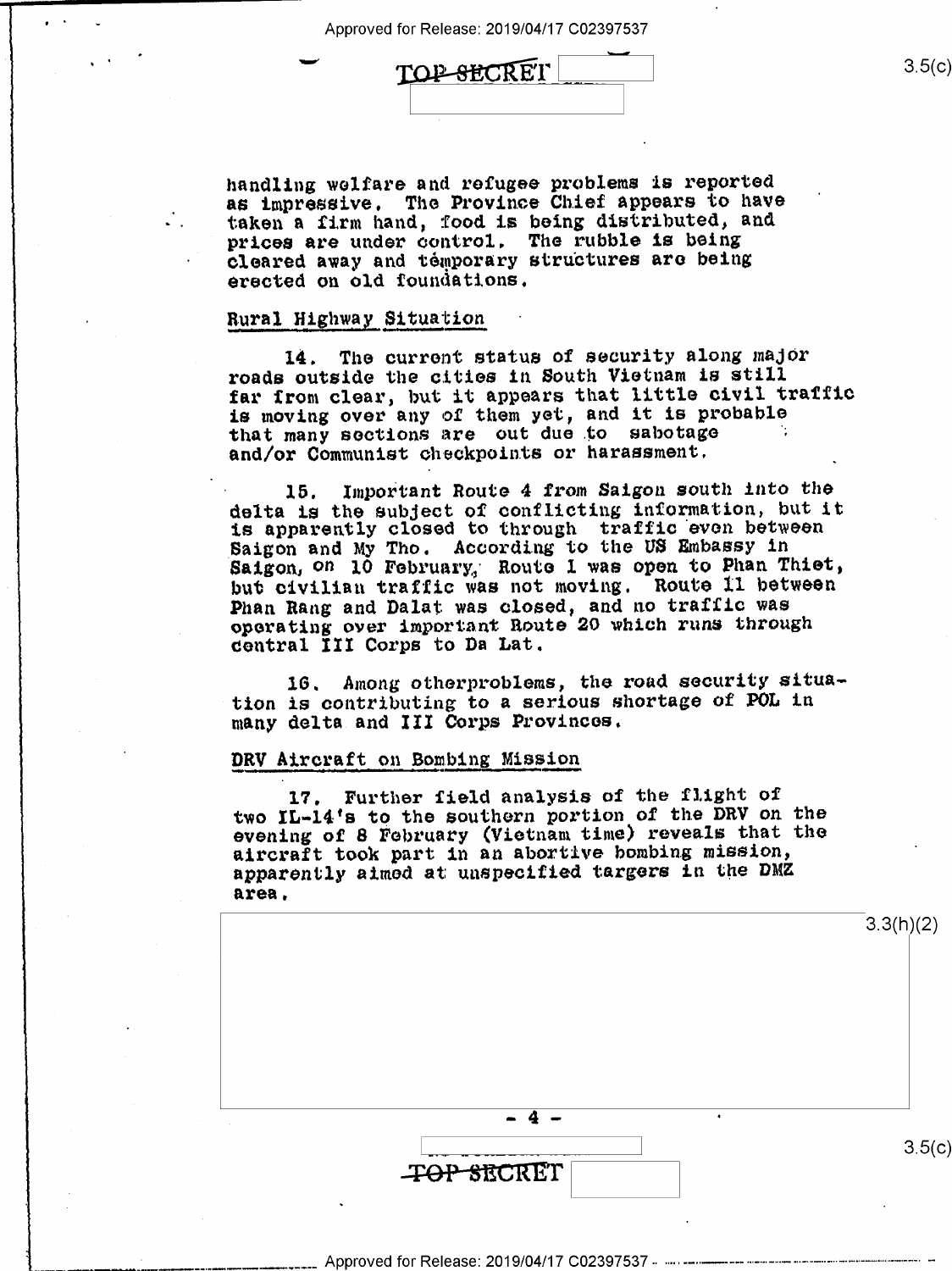handling welfare and refugee problems is reported as impressive. The Province Chief appears to have taken a firm hand, food is being distributed, and prices are under control. The rubble is being cleared away and temporary structures are being erected on old foundations.

## Rural Highway Situation

14. The current status of security along major roads outside the cities in South Vietnam is still far from clear, but it appears that little civil traffic is moving over any of them yet, and it is probable that many sections are out due to sabotage and/or Communist checkpoints or harassment.

15. Important Route 4 from Saigon south into the delta is the subject of conflicting information, but it is apparently closed to through traffic even between Saigon and My Tho. According to the US Embassy in Saigon, on 10 February, Route 1 was open to Phan Thiet, but civilian traffic was not moving. Route 11 between Phan Rang and Dalat was closed, and no traffic was operating over important Route 20 which runs through central III Corps to Da Lat.

16. Among otherproblems, the road security situation is contributing to a serious shortage of POL in many delta and III Corps Provinces.

## DRV Aircraft on Bombing Mission

17. Further field analysis of the flight of two IL-14's to the southern portion of the DRV on the evening of 8 February (Vietnam time) reveals that the aircraft took part in an abortive bombing mission, apparently aimed at unspecified targers in the DMZ area.

3.3(h)(2)